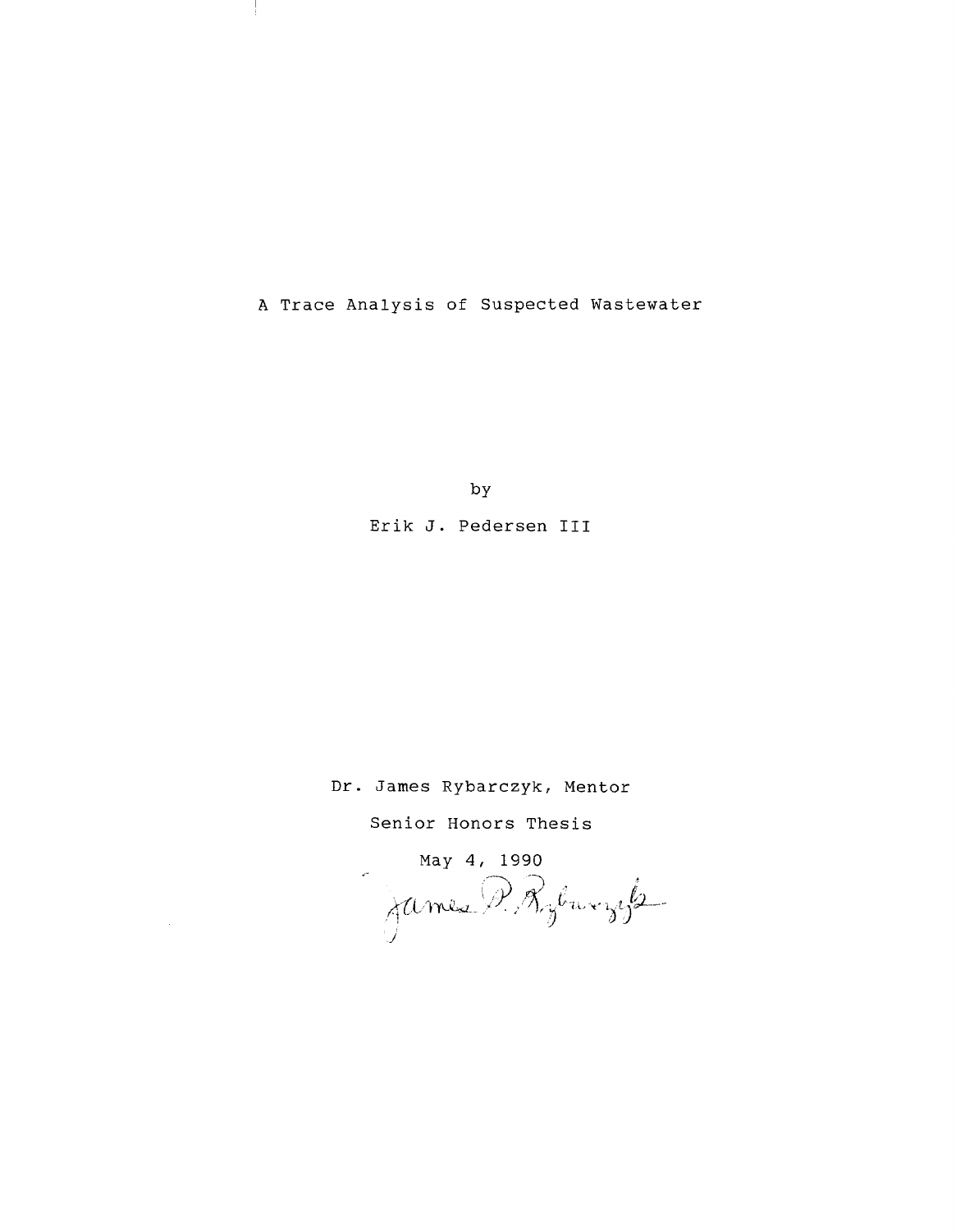# A Trace Analysis of Suspected Wastewater

by

Erik J. Pedersen III

Dr. James Rybarczyk, Mentor

Senior Honors Thesis

May 4, 1990

James P. Rybarczyk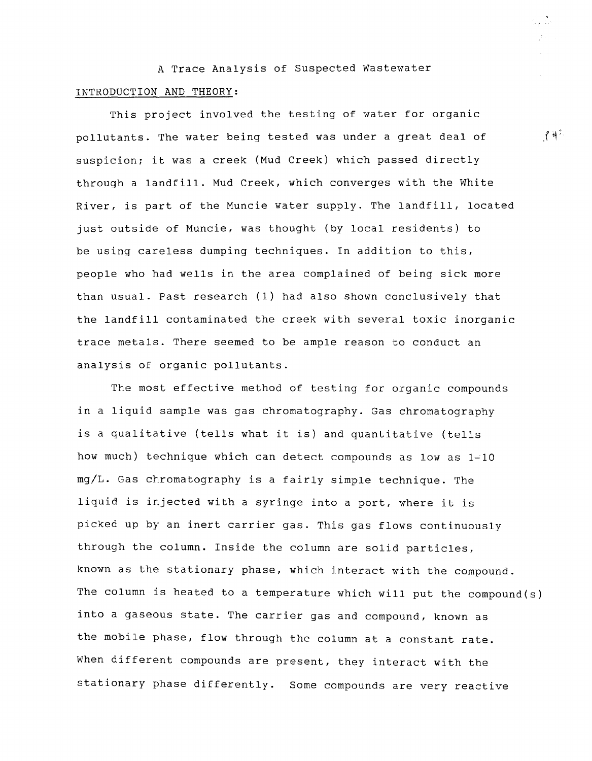A Trace Analysis of Suspected Wastewater

INTRODUCTION AND THEORY:

This project involved the testing of water for organic pollutants. The water being tested was under a great deal of suspicion; it was a creek (Mud Creek) which passed directly through a landfill. Mud Creek, which converges with the White River, is part of the Muncie water supply. The landfill, located just outside of Muncie, was thought (by local residents) to be using careless dumping techniques. In addition to this, people who had wells in the area complained of being sick more than usual. Past research (1) had also shown conclusively that the landfill contaminated the creek with several toxic inorganic trace metals. There seemed to be ample reason to conduct an analysis of organic pollutants.

The most effective method of testing for organic compounds in a liquid sample was gas chromatography. Gas chromatography is a qualitative (tells what it is) and quantitative (tells how much) technique which can detect compounds as low as 1-10 mg/L. Gas chromatography is a fairly simple technique. The liquid is injected with a syringe into a port, where it is picked up by an inert carrier gas. This gas flows continuously through the column. Inside the column are solid particles, known as the stationary phase, which interact with the compound. The column is heated to a temperature which will put the compound(s) into a gaseous state. The carrier gas and compound, known as the mobile phase, flow through the column at a constant rate. When different compounds are present, they interact with the stationary phase differently. Some compounds are very reactive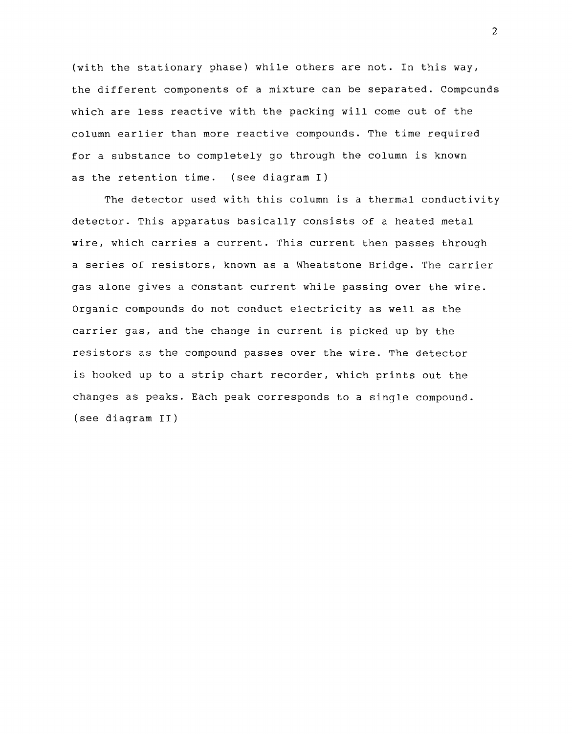(with the stationary phase) while others are not. In this way, the different components of a mixture can be separated. Compounds which are less reactive with the packing will come out of the column earlier than more reactive compounds. The time required for a substance to completely go through the column is known as the retention time. (see diagram I)

The detector used with this column is a thermal conductivity detector. This apparatus basically consists of a heated metal wire, which carries a current. This current then passes through a series of resistors, known as a Wheatstone Bridge. The carrier gas alone gives a constant current while passing over the wire. Organic compounds do not conduct electricity as well as the carrier gas, and the change in current is picked up by the resistors as the compound passes over the wire. The detector is hooked up to a strip chart recorder, which prints out the changes as peaks. Each peak corresponds to a single compound. (see diagram II)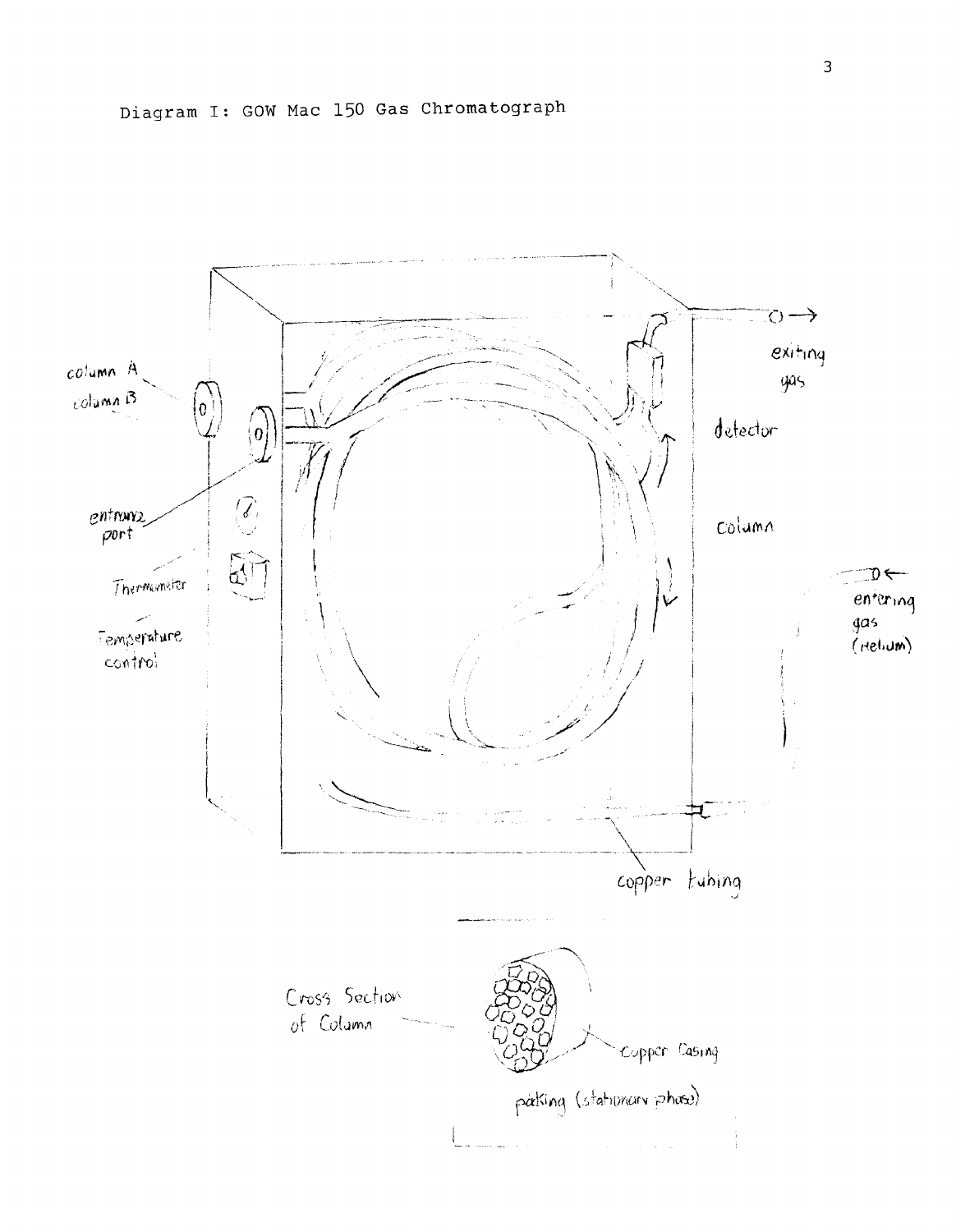Diagram I: GOW Mac 150 Gas Chromatograph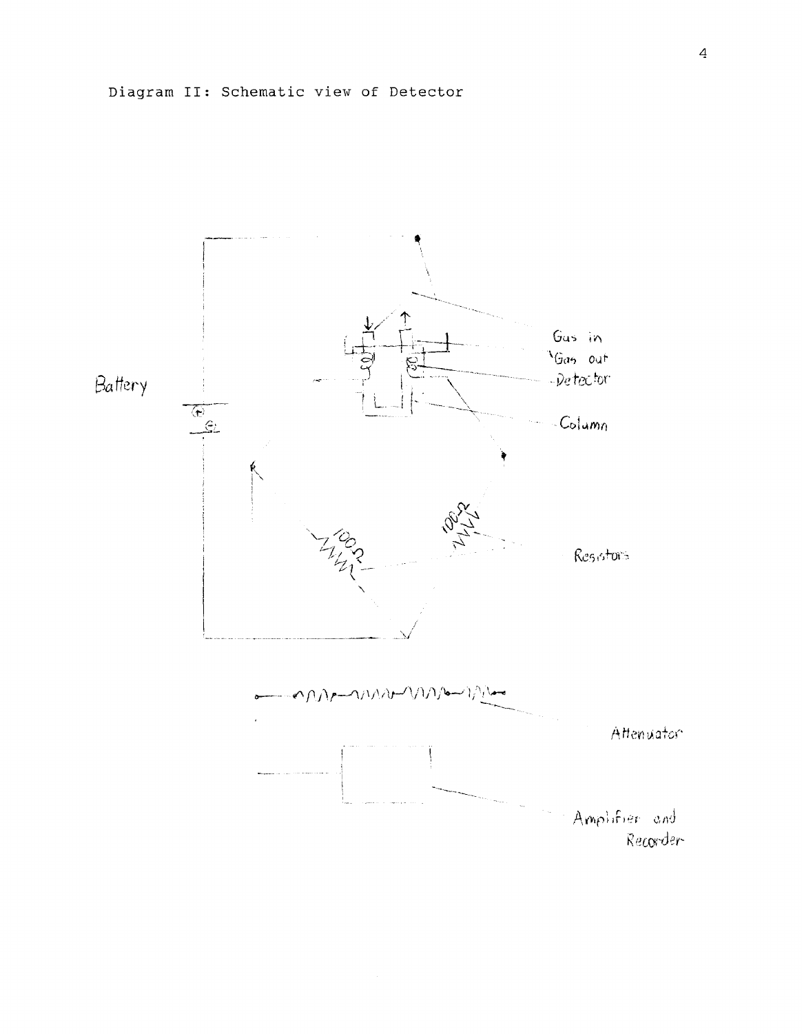Diagram II: Schematic view of Detector

Battery

Gas in

Gas out

Detector

Column

100 Ω

100 Ω

Resistors

Attenuator

Amplifier and Recorder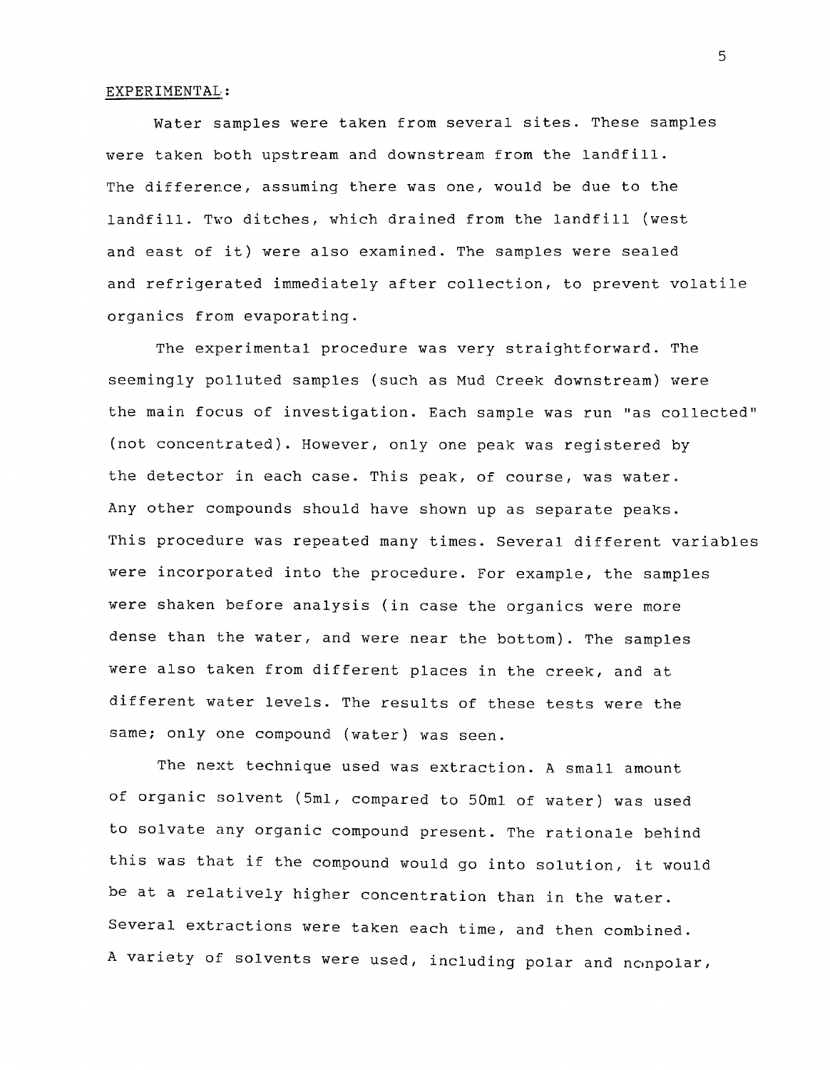EXPERIMENTAL:

Water samples were taken from several sites. These samples were taken both upstream and downstream from the landfill. The difference, assuming there was one, would be due to the landfill. Two ditches, which drained from the landfill (west and east of it) were also examined. The samples were sealed and refrigerated immediately after collection, to prevent volatile organics from evaporating.

The experimental procedure was very straightforward. The seemingly polluted samples (such as Mud Creek downstream) were the main focus of investigation. Each sample was run "as collected" (not concentrated). However, only one peak was registered by the detector in each case. This peak, of course, was water. Any other compounds should have shown up as separate peaks. This procedure was repeated many times. Several different variables were incorporated into the procedure. For example, the samples were shaken before analysis (in case the organics were more dense than the water, and were near the bottom). The samples were also taken from different places in the creek, and at different water levels. The results of these tests were the same; only one compound (water) was seen.

The next technique used was extraction. A small amount of organic solvent (5ml, compared to 50ml of water) was used to solvate any organic compound present. The rationale behind this was that if the compound would go into solution, it would be at a relatively higher concentration than in the water. Several extractions were taken each time, and then combined. A variety of solvents were used, including polar and nonpolar,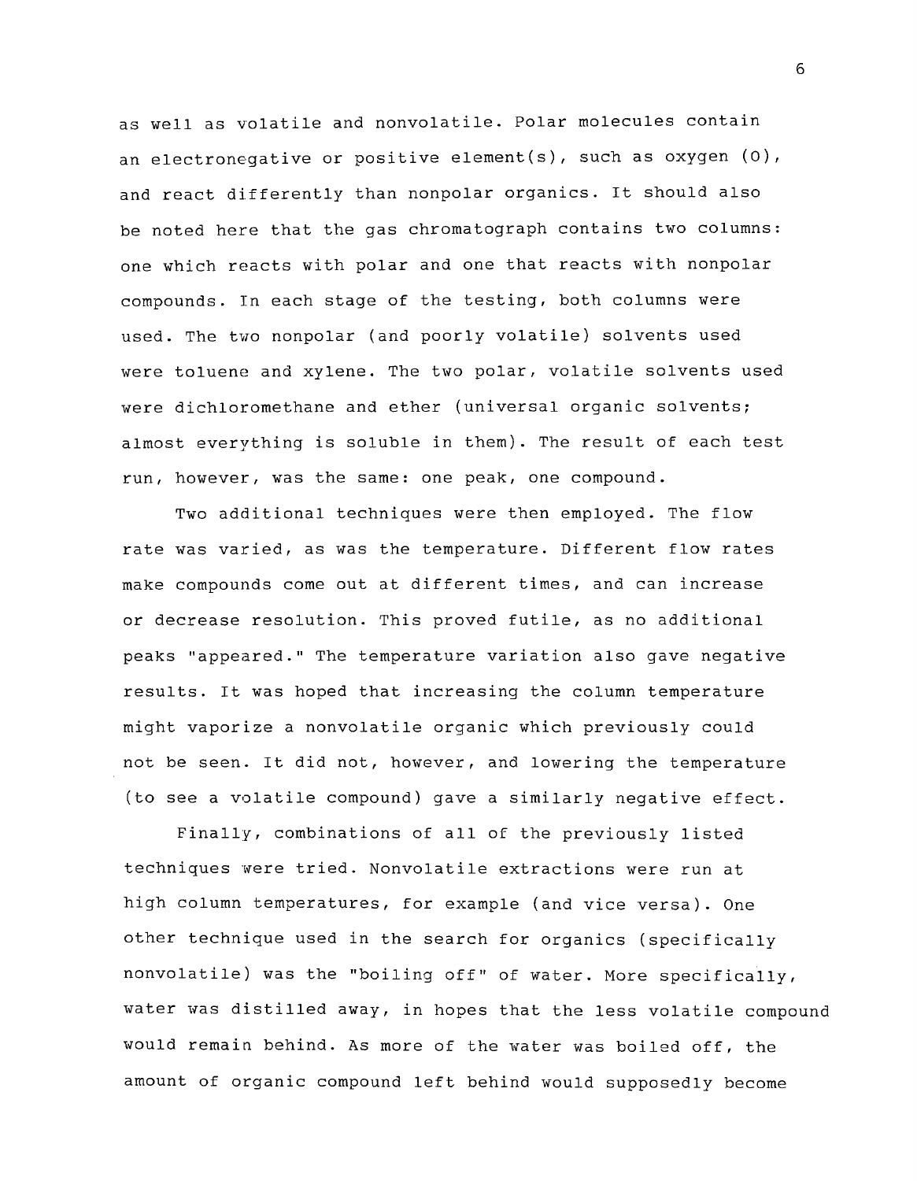as well as volatile and nonvolatile. Polar molecules contain an electronegative or positive element(s), such as oxygen (O), and react differently than nonpolar organics. It should also be noted here that the gas chromatograph contains two columns: one which reacts with polar and one that reacts with nonpolar compounds. In each stage of the testing, both columns were used. The two nonpolar (and poorly volatile) solvents used were toluene and xylene. The two polar, volatile solvents used were dichloromethane and ether (universal organic solvents; almost everything is soluble in them). The result of each test run, however, was the same: one peak, one compound.

Two additional techniques were then employed. The flow rate was varied, as was the temperature. Different flow rates make compounds come out at different times, and can increase or decrease resolution. This proved futile, as no additional peaks "appeared." The temperature variation also gave negative results. It was hoped that increasing the column temperature might vaporize a nonvolatile organic which previously could not be seen. It did not, however, and lowering the temperature (to see a volatile compound) gave a similarly negative effect.

Finally, combinations of all of the previously listed techniques were tried. Nonvolatile extractions were run at high column temperatures, for example (and vice versa). One other technique used in the search for organics (specifically nonvolatile) was the "boiling off" of water. More specifically, water was distilled away, in hopes that the less volatile compound would remain behind. As more of the water was boiled off, the amount of organic compound left behind would supposedly become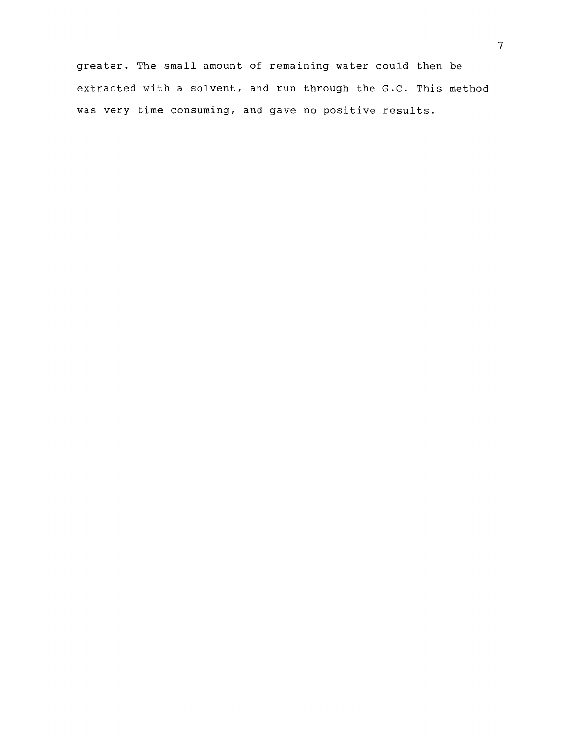greater. The small amount of remaining water could then be extracted with a solvent, and run through the G.C. This method was very time consuming, and gave no positive results.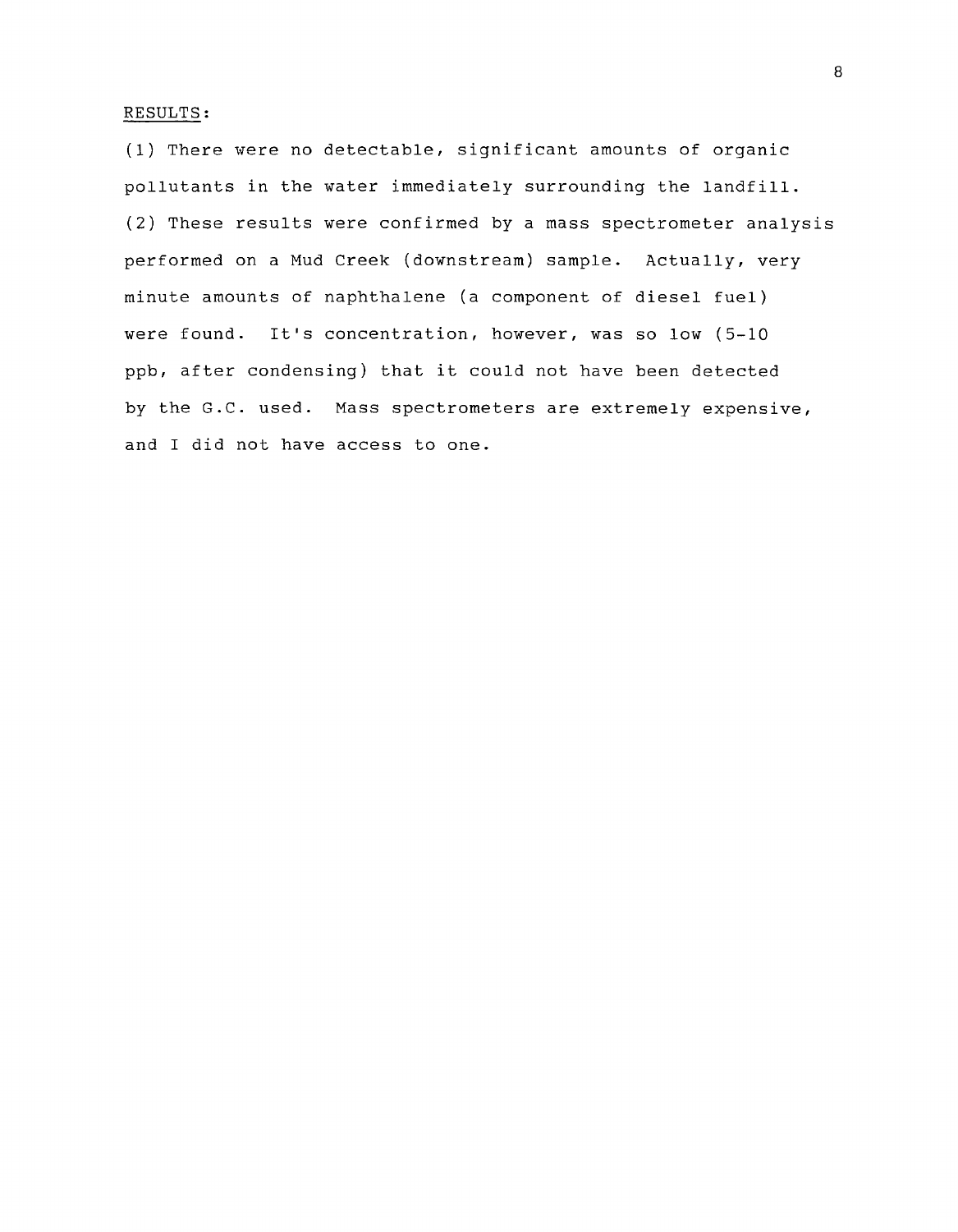RESULTS:

(1) There were no detectable, significant amounts of organic pollutants in the water immediately surrounding the landfill.

(2) These results were confirmed by a mass spectrometer analysis performed on a Mud Creek (downstream) sample. Actually, very minute amounts of naphthalene (a component of diesel fuel) were found. It's concentration, however, was so low (5-10 ppb, after condensing) that it could not have been detected by the G.C. used. Mass spectrometers are extremely expensive, and I did not have access to one.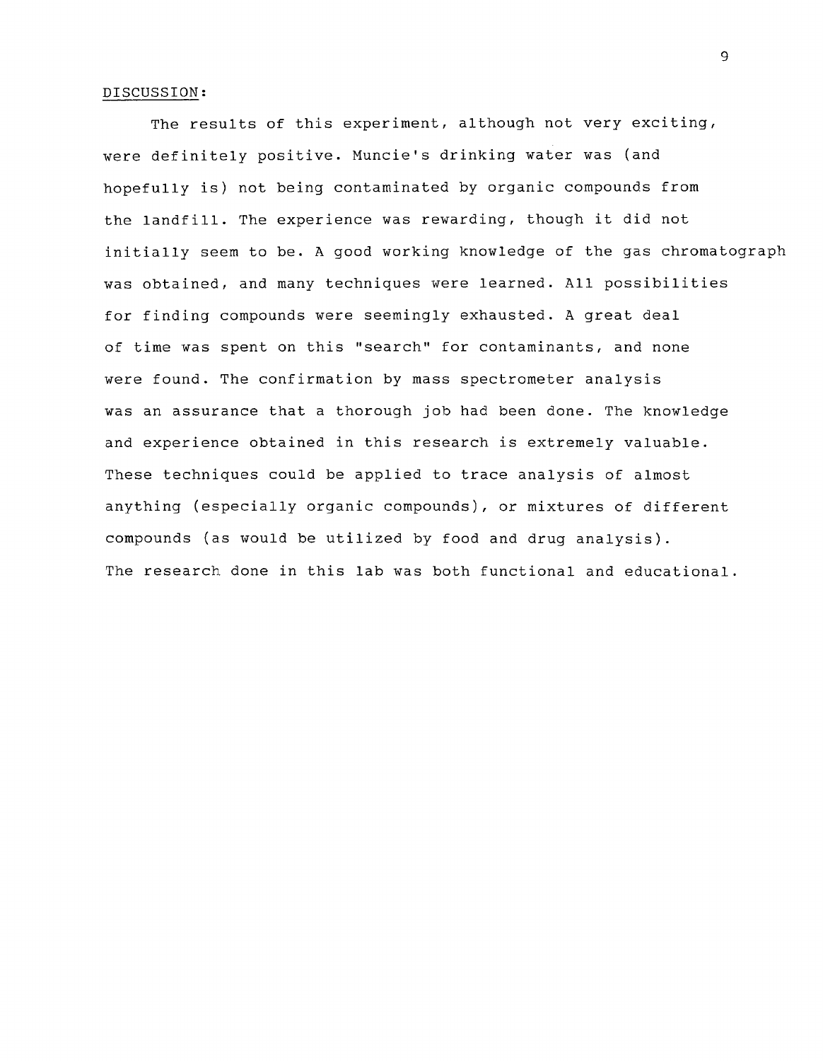## DISCUSSION:

The results of this experiment, although not very exciting, were definitely positive. Muncie's drinking water was (and hopefully is) not being contaminated by organic compounds from the landfill. The experience was rewarding, though it did not initially seem to be. A good working knowledge of the gas chromatograph was obtained, and many techniques were learned. All possibilities for finding compounds were seemingly exhausted. A great deal of time was spent on this "search" for contaminants, and none were found. The confirmation by mass spectrometer analysis was an assurance that a thorough job had been done. The knowledge and experience obtained in this research is extremely valuable. These techniques could be applied to trace analysis of almost anything (especially organic compounds), or mixtures of different compounds (as would be utilized by food and drug analysis). The research done in this lab was both functional and educational.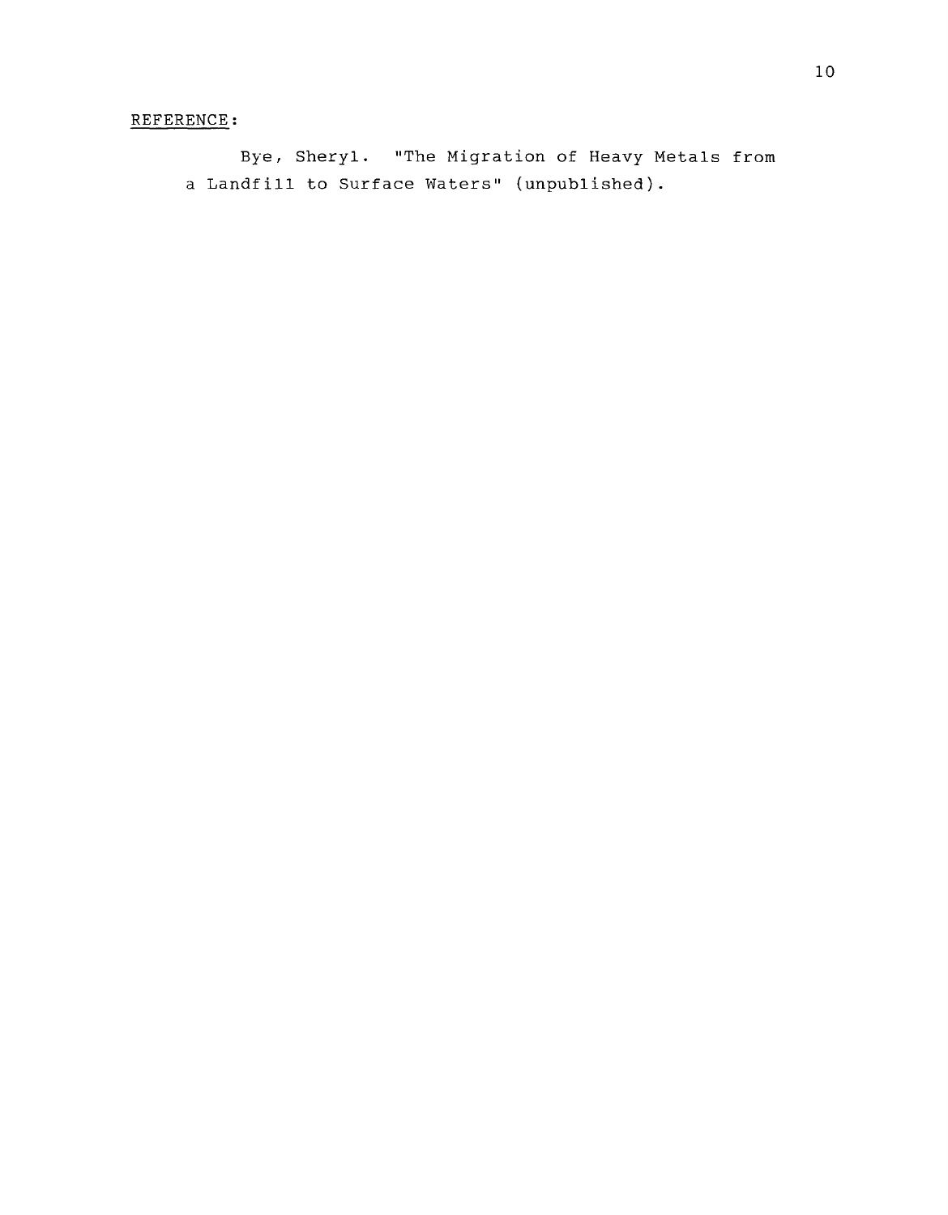REFERENCE:

Bye, Sheryl. "The Migration of Heavy Metals from a Landfill to Surface Waters" (unpublished).